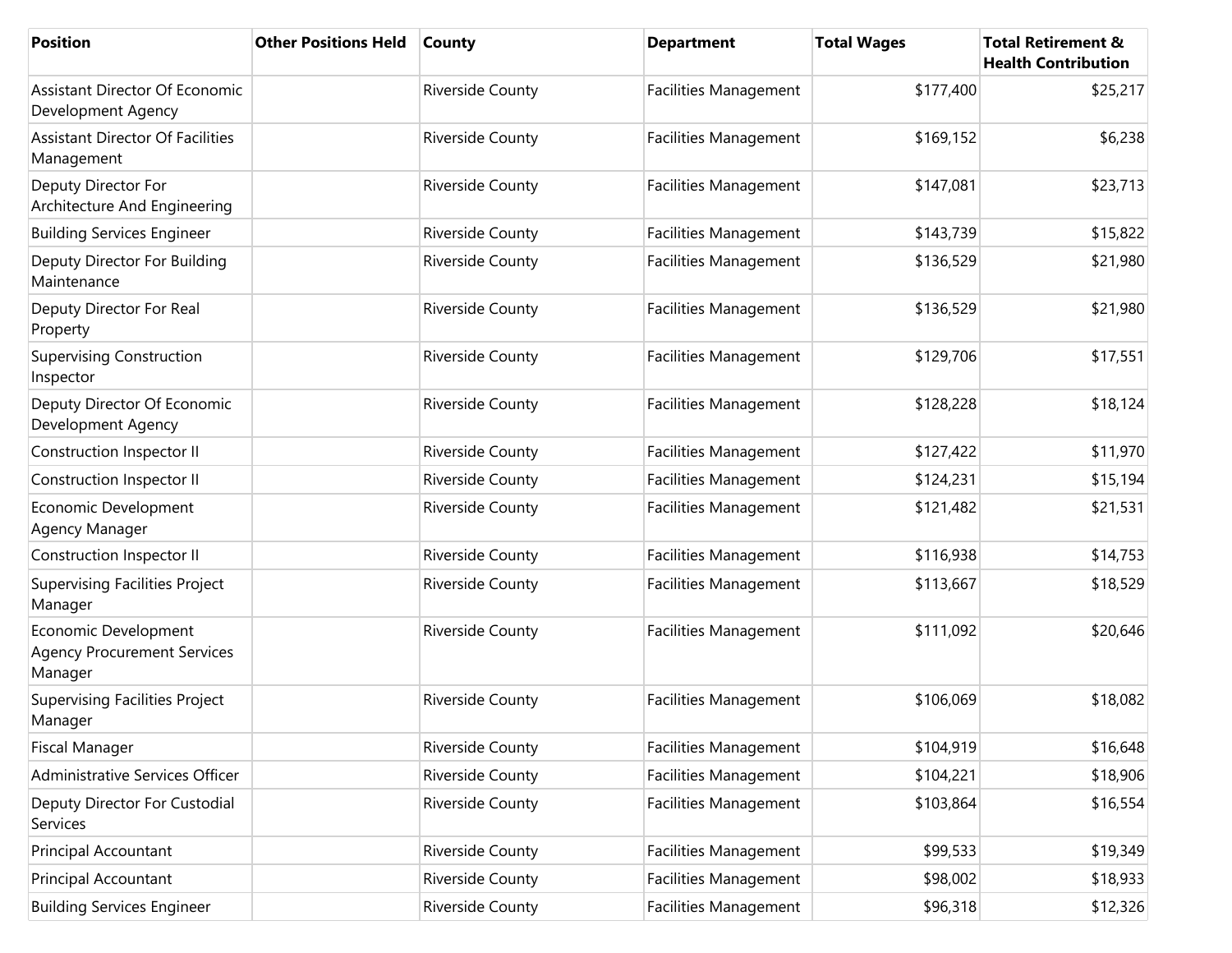| Position | Other Positions Held | County | Department | Total Wages | Total Retirement & Health Contribution |
|---|---|---|---|---|---|
| Assistant Director Of Economic Development Agency | | Riverside County | Facilities Management | $177,400 | $25,217 |
| Assistant Director Of Facilities Management | | Riverside County | Facilities Management | $169,152 | $6,238 |
| Deputy Director For Architecture And Engineering | | Riverside County | Facilities Management | $147,081 | $23,713 |
| Building Services Engineer | | Riverside County | Facilities Management | $143,739 | $15,822 |
| Deputy Director For Building Maintenance | | Riverside County | Facilities Management | $136,529 | $21,980 |
| Deputy Director For Real Property | | Riverside County | Facilities Management | $136,529 | $21,980 |
| Supervising Construction Inspector | | Riverside County | Facilities Management | $129,706 | $17,551 |
| Deputy Director Of Economic Development Agency | | Riverside County | Facilities Management | $128,228 | $18,124 |
| Construction Inspector II | | Riverside County | Facilities Management | $127,422 | $11,970 |
| Construction Inspector II | | Riverside County | Facilities Management | $124,231 | $15,194 |
| Economic Development Agency Manager | | Riverside County | Facilities Management | $121,482 | $21,531 |
| Construction Inspector II | | Riverside County | Facilities Management | $116,938 | $14,753 |
| Supervising Facilities Project Manager | | Riverside County | Facilities Management | $113,667 | $18,529 |
| Economic Development Agency Procurement Services Manager | | Riverside County | Facilities Management | $111,092 | $20,646 |
| Supervising Facilities Project Manager | | Riverside County | Facilities Management | $106,069 | $18,082 |
| Fiscal Manager | | Riverside County | Facilities Management | $104,919 | $16,648 |
| Administrative Services Officer | | Riverside County | Facilities Management | $104,221 | $18,906 |
| Deputy Director For Custodial Services | | Riverside County | Facilities Management | $103,864 | $16,554 |
| Principal Accountant | | Riverside County | Facilities Management | $99,533 | $19,349 |
| Principal Accountant | | Riverside County | Facilities Management | $98,002 | $18,933 |
| Building Services Engineer | | Riverside County | Facilities Management | $96,318 | $12,326 |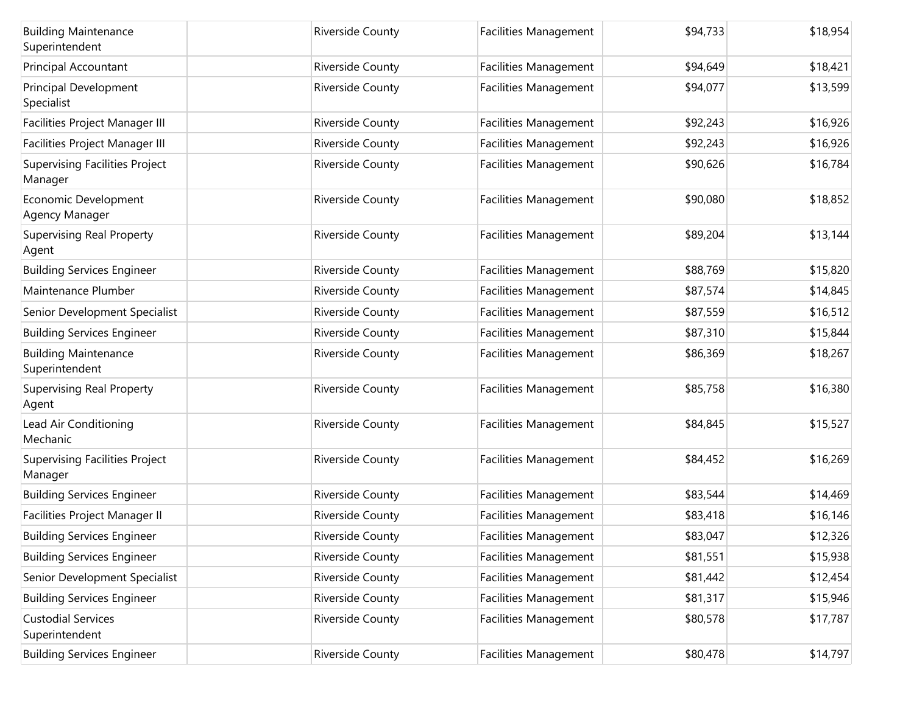| | | | | | |
|---|---|---|---|---|---|
| Building Maintenance Superintendent | | Riverside County | Facilities Management | $94,733 | $18,954 |
| Principal Accountant | | Riverside County | Facilities Management | $94,649 | $18,421 |
| Principal Development Specialist | | Riverside County | Facilities Management | $94,077 | $13,599 |
| Facilities Project Manager III | | Riverside County | Facilities Management | $92,243 | $16,926 |
| Facilities Project Manager III | | Riverside County | Facilities Management | $92,243 | $16,926 |
| Supervising Facilities Project Manager | | Riverside County | Facilities Management | $90,626 | $16,784 |
| Economic Development Agency Manager | | Riverside County | Facilities Management | $90,080 | $18,852 |
| Supervising Real Property Agent | | Riverside County | Facilities Management | $89,204 | $13,144 |
| Building Services Engineer | | Riverside County | Facilities Management | $88,769 | $15,820 |
| Maintenance Plumber | | Riverside County | Facilities Management | $87,574 | $14,845 |
| Senior Development Specialist | | Riverside County | Facilities Management | $87,559 | $16,512 |
| Building Services Engineer | | Riverside County | Facilities Management | $87,310 | $15,844 |
| Building Maintenance Superintendent | | Riverside County | Facilities Management | $86,369 | $18,267 |
| Supervising Real Property Agent | | Riverside County | Facilities Management | $85,758 | $16,380 |
| Lead Air Conditioning Mechanic | | Riverside County | Facilities Management | $84,845 | $15,527 |
| Supervising Facilities Project Manager | | Riverside County | Facilities Management | $84,452 | $16,269 |
| Building Services Engineer | | Riverside County | Facilities Management | $83,544 | $14,469 |
| Facilities Project Manager II | | Riverside County | Facilities Management | $83,418 | $16,146 |
| Building Services Engineer | | Riverside County | Facilities Management | $83,047 | $12,326 |
| Building Services Engineer | | Riverside County | Facilities Management | $81,551 | $15,938 |
| Senior Development Specialist | | Riverside County | Facilities Management | $81,442 | $12,454 |
| Building Services Engineer | | Riverside County | Facilities Management | $81,317 | $15,946 |
| Custodial Services Superintendent | | Riverside County | Facilities Management | $80,578 | $17,787 |
| Building Services Engineer | | Riverside County | Facilities Management | $80,478 | $14,797 |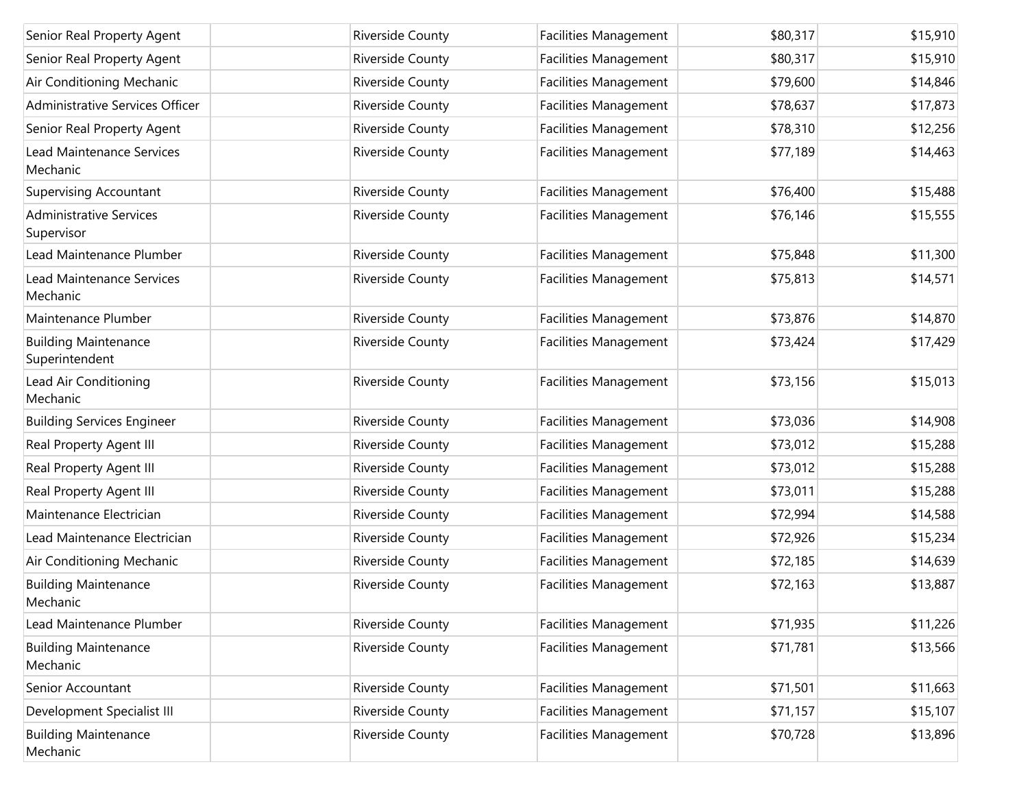| | | | | | |
|---|---|---|---|---|---|
| Senior Real Property Agent | | Riverside County | Facilities Management | $80,317 | $15,910 |
| Senior Real Property Agent | | Riverside County | Facilities Management | $80,317 | $15,910 |
| Air Conditioning Mechanic | | Riverside County | Facilities Management | $79,600 | $14,846 |
| Administrative Services Officer | | Riverside County | Facilities Management | $78,637 | $17,873 |
| Senior Real Property Agent | | Riverside County | Facilities Management | $78,310 | $12,256 |
| Lead Maintenance Services Mechanic | | Riverside County | Facilities Management | $77,189 | $14,463 |
| Supervising Accountant | | Riverside County | Facilities Management | $76,400 | $15,488 |
| Administrative Services Supervisor | | Riverside County | Facilities Management | $76,146 | $15,555 |
| Lead Maintenance Plumber | | Riverside County | Facilities Management | $75,848 | $11,300 |
| Lead Maintenance Services Mechanic | | Riverside County | Facilities Management | $75,813 | $14,571 |
| Maintenance Plumber | | Riverside County | Facilities Management | $73,876 | $14,870 |
| Building Maintenance Superintendent | | Riverside County | Facilities Management | $73,424 | $17,429 |
| Lead Air Conditioning Mechanic | | Riverside County | Facilities Management | $73,156 | $15,013 |
| Building Services Engineer | | Riverside County | Facilities Management | $73,036 | $14,908 |
| Real Property Agent III | | Riverside County | Facilities Management | $73,012 | $15,288 |
| Real Property Agent III | | Riverside County | Facilities Management | $73,012 | $15,288 |
| Real Property Agent III | | Riverside County | Facilities Management | $73,011 | $15,288 |
| Maintenance Electrician | | Riverside County | Facilities Management | $72,994 | $14,588 |
| Lead Maintenance Electrician | | Riverside County | Facilities Management | $72,926 | $15,234 |
| Air Conditioning Mechanic | | Riverside County | Facilities Management | $72,185 | $14,639 |
| Building Maintenance Mechanic | | Riverside County | Facilities Management | $72,163 | $13,887 |
| Lead Maintenance Plumber | | Riverside County | Facilities Management | $71,935 | $11,226 |
| Building Maintenance Mechanic | | Riverside County | Facilities Management | $71,781 | $13,566 |
| Senior Accountant | | Riverside County | Facilities Management | $71,501 | $11,663 |
| Development Specialist III | | Riverside County | Facilities Management | $71,157 | $15,107 |
| Building Maintenance Mechanic | | Riverside County | Facilities Management | $70,728 | $13,896 |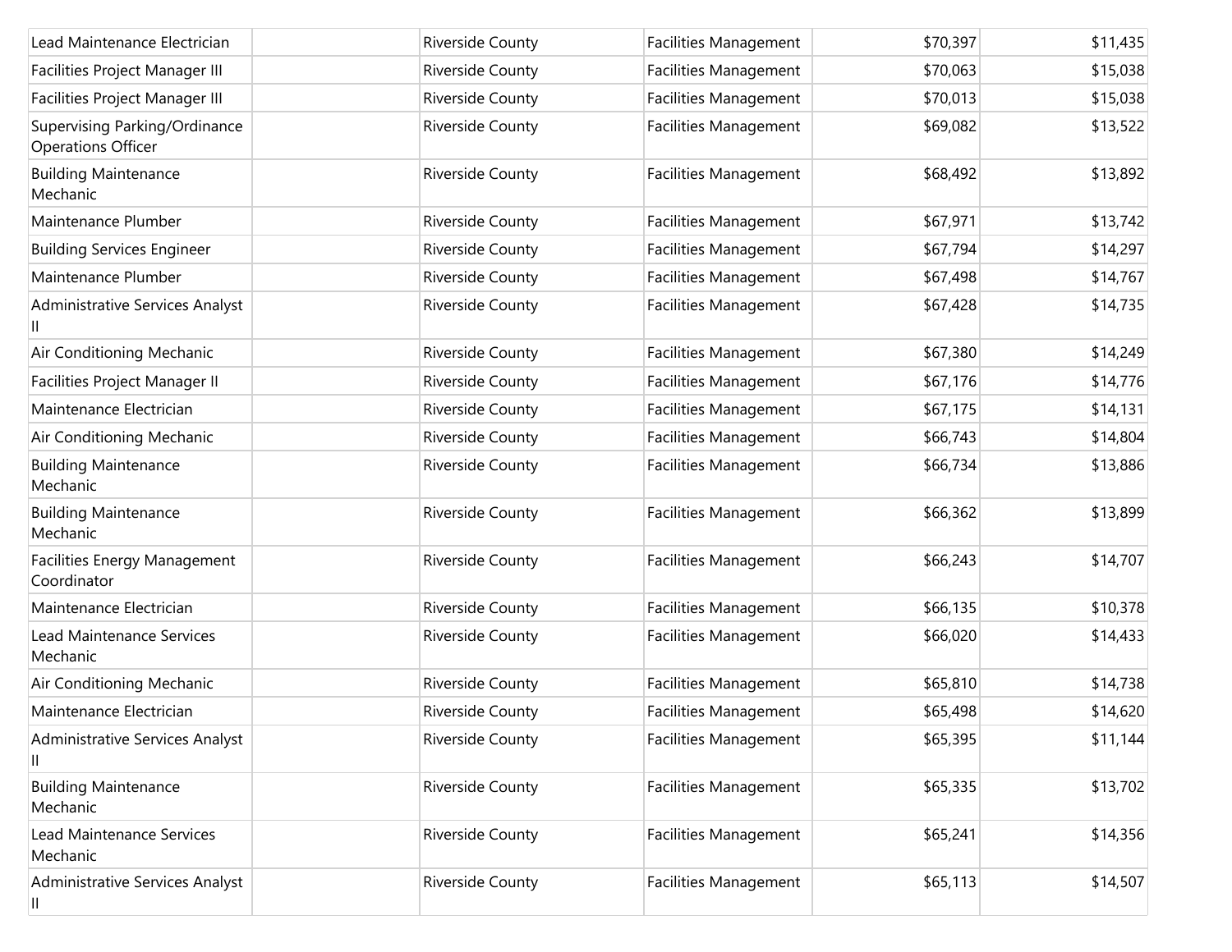| | | | | | |
|---|---|---|---|---|---|
| Lead Maintenance Electrician | | Riverside County | Facilities Management | $70,397 | $11,435 |
| Facilities Project Manager III | | Riverside County | Facilities Management | $70,063 | $15,038 |
| Facilities Project Manager III | | Riverside County | Facilities Management | $70,013 | $15,038 |
| Supervising Parking/Ordinance Operations Officer | | Riverside County | Facilities Management | $69,082 | $13,522 |
| Building Maintenance Mechanic | | Riverside County | Facilities Management | $68,492 | $13,892 |
| Maintenance Plumber | | Riverside County | Facilities Management | $67,971 | $13,742 |
| Building Services Engineer | | Riverside County | Facilities Management | $67,794 | $14,297 |
| Maintenance Plumber | | Riverside County | Facilities Management | $67,498 | $14,767 |
| Administrative Services Analyst II | | Riverside County | Facilities Management | $67,428 | $14,735 |
| Air Conditioning Mechanic | | Riverside County | Facilities Management | $67,380 | $14,249 |
| Facilities Project Manager II | | Riverside County | Facilities Management | $67,176 | $14,776 |
| Maintenance Electrician | | Riverside County | Facilities Management | $67,175 | $14,131 |
| Air Conditioning Mechanic | | Riverside County | Facilities Management | $66,743 | $14,804 |
| Building Maintenance Mechanic | | Riverside County | Facilities Management | $66,734 | $13,886 |
| Building Maintenance Mechanic | | Riverside County | Facilities Management | $66,362 | $13,899 |
| Facilities Energy Management Coordinator | | Riverside County | Facilities Management | $66,243 | $14,707 |
| Maintenance Electrician | | Riverside County | Facilities Management | $66,135 | $10,378 |
| Lead Maintenance Services Mechanic | | Riverside County | Facilities Management | $66,020 | $14,433 |
| Air Conditioning Mechanic | | Riverside County | Facilities Management | $65,810 | $14,738 |
| Maintenance Electrician | | Riverside County | Facilities Management | $65,498 | $14,620 |
| Administrative Services Analyst II | | Riverside County | Facilities Management | $65,395 | $11,144 |
| Building Maintenance Mechanic | | Riverside County | Facilities Management | $65,335 | $13,702 |
| Lead Maintenance Services Mechanic | | Riverside County | Facilities Management | $65,241 | $14,356 |
| Administrative Services Analyst II | | Riverside County | Facilities Management | $65,113 | $14,507 |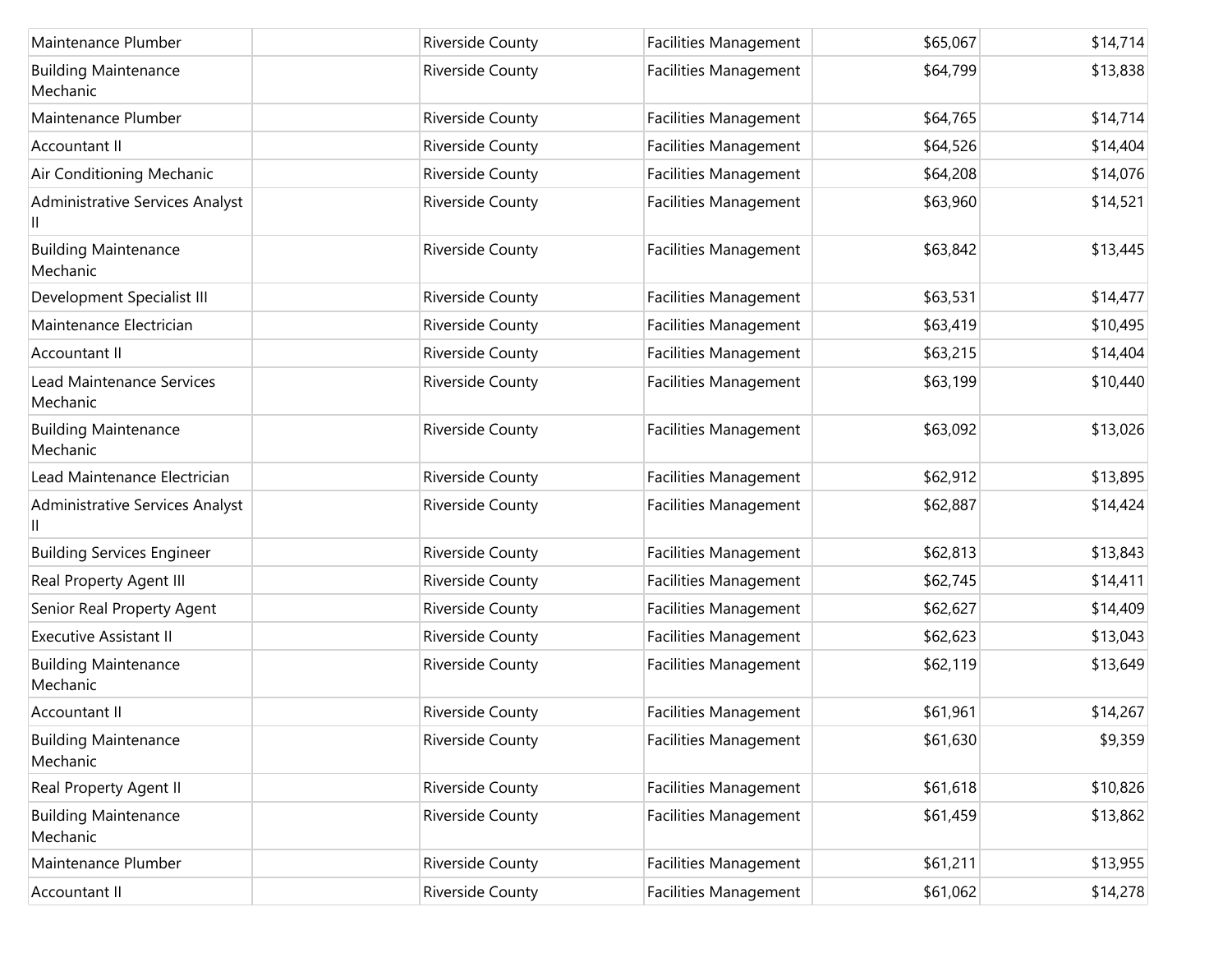| | | | | | |
|---|---|---|---|---|---|
| Maintenance Plumber | | Riverside County | Facilities Management | $65,067 | $14,714 |
| Building Maintenance Mechanic | | Riverside County | Facilities Management | $64,799 | $13,838 |
| Maintenance Plumber | | Riverside County | Facilities Management | $64,765 | $14,714 |
| Accountant II | | Riverside County | Facilities Management | $64,526 | $14,404 |
| Air Conditioning Mechanic | | Riverside County | Facilities Management | $64,208 | $14,076 |
| Administrative Services Analyst II | | Riverside County | Facilities Management | $63,960 | $14,521 |
| Building Maintenance Mechanic | | Riverside County | Facilities Management | $63,842 | $13,445 |
| Development Specialist III | | Riverside County | Facilities Management | $63,531 | $14,477 |
| Maintenance Electrician | | Riverside County | Facilities Management | $63,419 | $10,495 |
| Accountant II | | Riverside County | Facilities Management | $63,215 | $14,404 |
| Lead Maintenance Services Mechanic | | Riverside County | Facilities Management | $63,199 | $10,440 |
| Building Maintenance Mechanic | | Riverside County | Facilities Management | $63,092 | $13,026 |
| Lead Maintenance Electrician | | Riverside County | Facilities Management | $62,912 | $13,895 |
| Administrative Services Analyst II | | Riverside County | Facilities Management | $62,887 | $14,424 |
| Building Services Engineer | | Riverside County | Facilities Management | $62,813 | $13,843 |
| Real Property Agent III | | Riverside County | Facilities Management | $62,745 | $14,411 |
| Senior Real Property Agent | | Riverside County | Facilities Management | $62,627 | $14,409 |
| Executive Assistant II | | Riverside County | Facilities Management | $62,623 | $13,043 |
| Building Maintenance Mechanic | | Riverside County | Facilities Management | $62,119 | $13,649 |
| Accountant II | | Riverside County | Facilities Management | $61,961 | $14,267 |
| Building Maintenance Mechanic | | Riverside County | Facilities Management | $61,630 | $9,359 |
| Real Property Agent II | | Riverside County | Facilities Management | $61,618 | $10,826 |
| Building Maintenance Mechanic | | Riverside County | Facilities Management | $61,459 | $13,862 |
| Maintenance Plumber | | Riverside County | Facilities Management | $61,211 | $13,955 |
| Accountant II | | Riverside County | Facilities Management | $61,062 | $14,278 |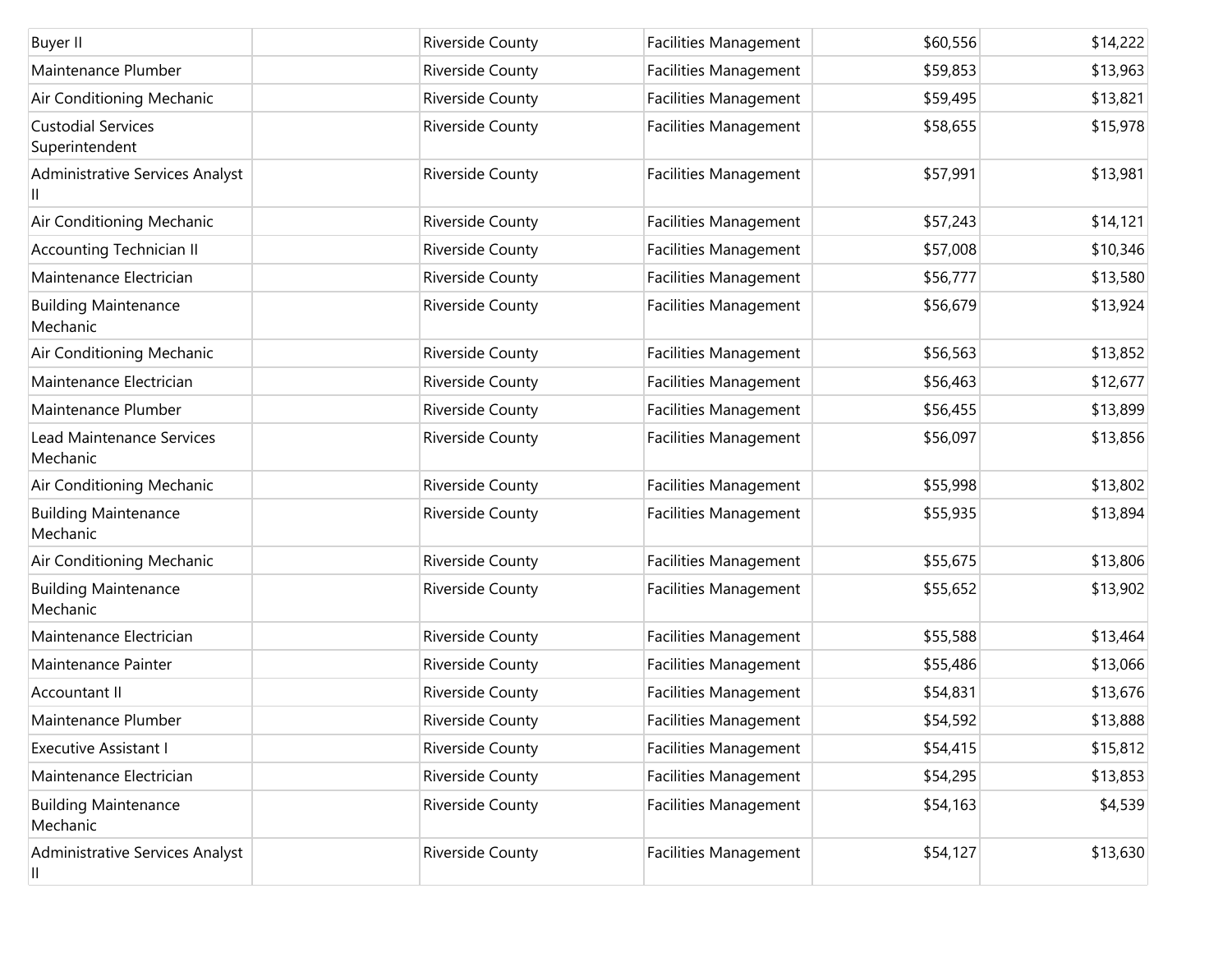| | | | | | |
|---|---|---|---|---|---|
| Buyer II | | Riverside County | Facilities Management | $60,556 | $14,222 |
| Maintenance Plumber | | Riverside County | Facilities Management | $59,853 | $13,963 |
| Air Conditioning Mechanic | | Riverside County | Facilities Management | $59,495 | $13,821 |
| Custodial Services Superintendent | | Riverside County | Facilities Management | $58,655 | $15,978 |
| Administrative Services Analyst II | | Riverside County | Facilities Management | $57,991 | $13,981 |
| Air Conditioning Mechanic | | Riverside County | Facilities Management | $57,243 | $14,121 |
| Accounting Technician II | | Riverside County | Facilities Management | $57,008 | $10,346 |
| Maintenance Electrician | | Riverside County | Facilities Management | $56,777 | $13,580 |
| Building Maintenance Mechanic | | Riverside County | Facilities Management | $56,679 | $13,924 |
| Air Conditioning Mechanic | | Riverside County | Facilities Management | $56,563 | $13,852 |
| Maintenance Electrician | | Riverside County | Facilities Management | $56,463 | $12,677 |
| Maintenance Plumber | | Riverside County | Facilities Management | $56,455 | $13,899 |
| Lead Maintenance Services Mechanic | | Riverside County | Facilities Management | $56,097 | $13,856 |
| Air Conditioning Mechanic | | Riverside County | Facilities Management | $55,998 | $13,802 |
| Building Maintenance Mechanic | | Riverside County | Facilities Management | $55,935 | $13,894 |
| Air Conditioning Mechanic | | Riverside County | Facilities Management | $55,675 | $13,806 |
| Building Maintenance Mechanic | | Riverside County | Facilities Management | $55,652 | $13,902 |
| Maintenance Electrician | | Riverside County | Facilities Management | $55,588 | $13,464 |
| Maintenance Painter | | Riverside County | Facilities Management | $55,486 | $13,066 |
| Accountant II | | Riverside County | Facilities Management | $54,831 | $13,676 |
| Maintenance Plumber | | Riverside County | Facilities Management | $54,592 | $13,888 |
| Executive Assistant I | | Riverside County | Facilities Management | $54,415 | $15,812 |
| Maintenance Electrician | | Riverside County | Facilities Management | $54,295 | $13,853 |
| Building Maintenance Mechanic | | Riverside County | Facilities Management | $54,163 | $4,539 |
| Administrative Services Analyst II | | Riverside County | Facilities Management | $54,127 | $13,630 |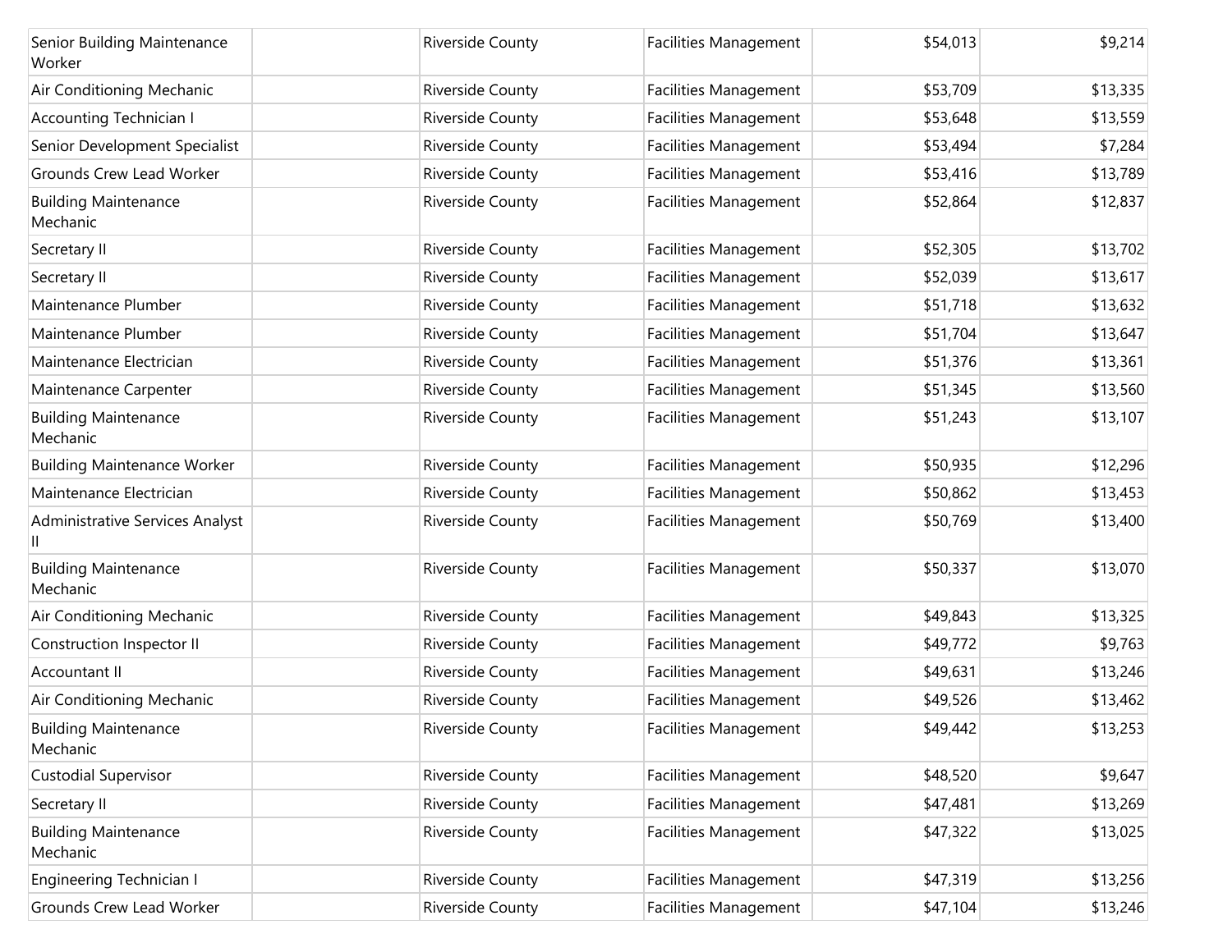| | | | | | |
|---|---|---|---|---|---|
| Senior Building Maintenance Worker | | Riverside County | Facilities Management | $54,013 | $9,214 |
| Air Conditioning Mechanic | | Riverside County | Facilities Management | $53,709 | $13,335 |
| Accounting Technician I | | Riverside County | Facilities Management | $53,648 | $13,559 |
| Senior Development Specialist | | Riverside County | Facilities Management | $53,494 | $7,284 |
| Grounds Crew Lead Worker | | Riverside County | Facilities Management | $53,416 | $13,789 |
| Building Maintenance Mechanic | | Riverside County | Facilities Management | $52,864 | $12,837 |
| Secretary II | | Riverside County | Facilities Management | $52,305 | $13,702 |
| Secretary II | | Riverside County | Facilities Management | $52,039 | $13,617 |
| Maintenance Plumber | | Riverside County | Facilities Management | $51,718 | $13,632 |
| Maintenance Plumber | | Riverside County | Facilities Management | $51,704 | $13,647 |
| Maintenance Electrician | | Riverside County | Facilities Management | $51,376 | $13,361 |
| Maintenance Carpenter | | Riverside County | Facilities Management | $51,345 | $13,560 |
| Building Maintenance Mechanic | | Riverside County | Facilities Management | $51,243 | $13,107 |
| Building Maintenance Worker | | Riverside County | Facilities Management | $50,935 | $12,296 |
| Maintenance Electrician | | Riverside County | Facilities Management | $50,862 | $13,453 |
| Administrative Services Analyst II | | Riverside County | Facilities Management | $50,769 | $13,400 |
| Building Maintenance Mechanic | | Riverside County | Facilities Management | $50,337 | $13,070 |
| Air Conditioning Mechanic | | Riverside County | Facilities Management | $49,843 | $13,325 |
| Construction Inspector II | | Riverside County | Facilities Management | $49,772 | $9,763 |
| Accountant II | | Riverside County | Facilities Management | $49,631 | $13,246 |
| Air Conditioning Mechanic | | Riverside County | Facilities Management | $49,526 | $13,462 |
| Building Maintenance Mechanic | | Riverside County | Facilities Management | $49,442 | $13,253 |
| Custodial Supervisor | | Riverside County | Facilities Management | $48,520 | $9,647 |
| Secretary II | | Riverside County | Facilities Management | $47,481 | $13,269 |
| Building Maintenance Mechanic | | Riverside County | Facilities Management | $47,322 | $13,025 |
| Engineering Technician I | | Riverside County | Facilities Management | $47,319 | $13,256 |
| Grounds Crew Lead Worker | | Riverside County | Facilities Management | $47,104 | $13,246 |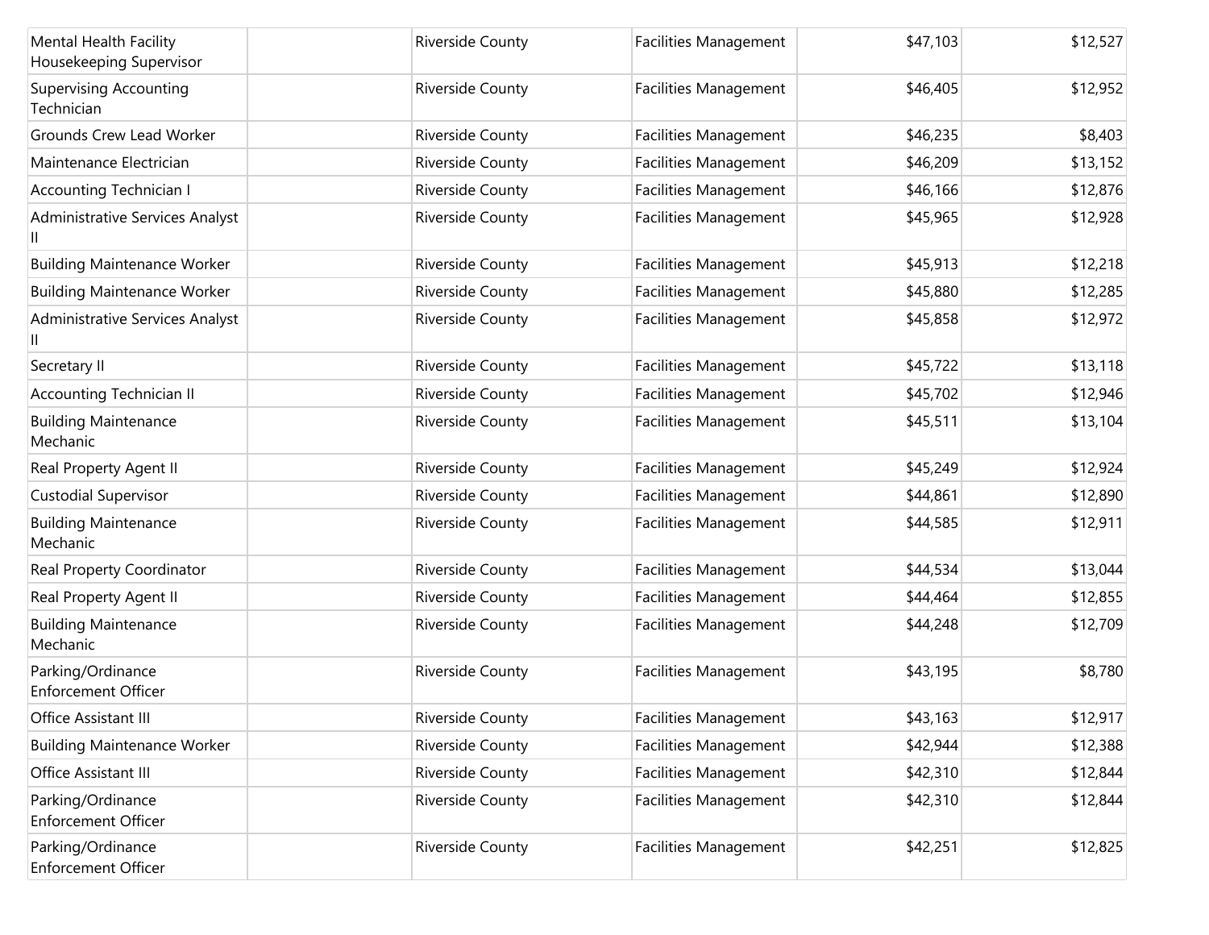| | | | | | |
|---|---|---|---|---|---|
| Mental Health Facility Housekeeping Supervisor | | Riverside County | Facilities Management | $47,103 | $12,527 |
| Supervising Accounting Technician | | Riverside County | Facilities Management | $46,405 | $12,952 |
| Grounds Crew Lead Worker | | Riverside County | Facilities Management | $46,235 | $8,403 |
| Maintenance Electrician | | Riverside County | Facilities Management | $46,209 | $13,152 |
| Accounting Technician I | | Riverside County | Facilities Management | $46,166 | $12,876 |
| Administrative Services Analyst II | | Riverside County | Facilities Management | $45,965 | $12,928 |
| Building Maintenance Worker | | Riverside County | Facilities Management | $45,913 | $12,218 |
| Building Maintenance Worker | | Riverside County | Facilities Management | $45,880 | $12,285 |
| Administrative Services Analyst II | | Riverside County | Facilities Management | $45,858 | $12,972 |
| Secretary II | | Riverside County | Facilities Management | $45,722 | $13,118 |
| Accounting Technician II | | Riverside County | Facilities Management | $45,702 | $12,946 |
| Building Maintenance Mechanic | | Riverside County | Facilities Management | $45,511 | $13,104 |
| Real Property Agent II | | Riverside County | Facilities Management | $45,249 | $12,924 |
| Custodial Supervisor | | Riverside County | Facilities Management | $44,861 | $12,890 |
| Building Maintenance Mechanic | | Riverside County | Facilities Management | $44,585 | $12,911 |
| Real Property Coordinator | | Riverside County | Facilities Management | $44,534 | $13,044 |
| Real Property Agent II | | Riverside County | Facilities Management | $44,464 | $12,855 |
| Building Maintenance Mechanic | | Riverside County | Facilities Management | $44,248 | $12,709 |
| Parking/Ordinance Enforcement Officer | | Riverside County | Facilities Management | $43,195 | $8,780 |
| Office Assistant III | | Riverside County | Facilities Management | $43,163 | $12,917 |
| Building Maintenance Worker | | Riverside County | Facilities Management | $42,944 | $12,388 |
| Office Assistant III | | Riverside County | Facilities Management | $42,310 | $12,844 |
| Parking/Ordinance Enforcement Officer | | Riverside County | Facilities Management | $42,310 | $12,844 |
| Parking/Ordinance Enforcement Officer | | Riverside County | Facilities Management | $42,251 | $12,825 |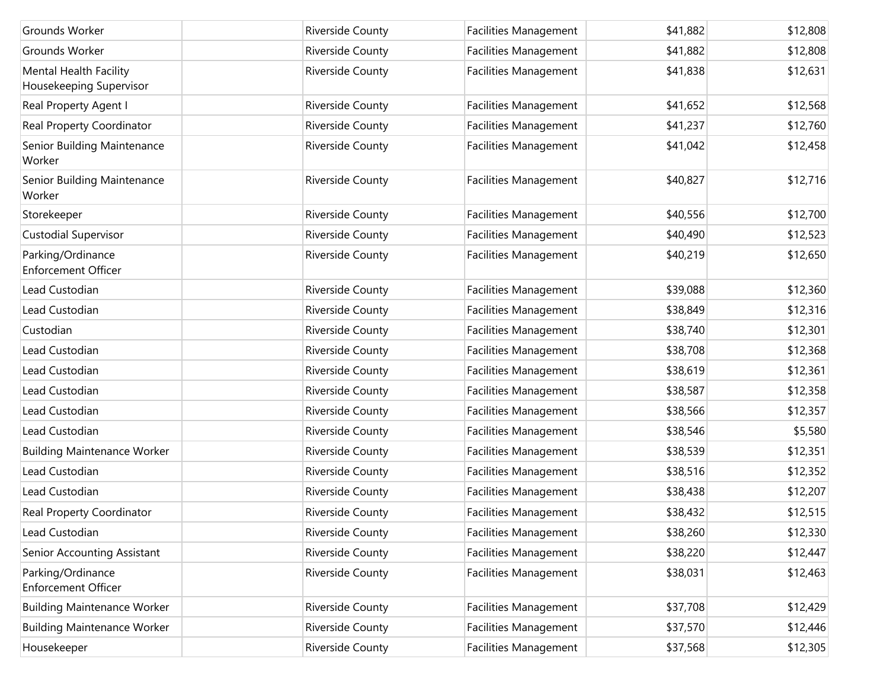| | | | | | |
|---|---|---|---|---|---|
| Grounds Worker | | Riverside County | Facilities Management | $41,882 | $12,808 |
| Grounds Worker | | Riverside County | Facilities Management | $41,882 | $12,808 |
| Mental Health Facility Housekeeping Supervisor | | Riverside County | Facilities Management | $41,838 | $12,631 |
| Real Property Agent I | | Riverside County | Facilities Management | $41,652 | $12,568 |
| Real Property Coordinator | | Riverside County | Facilities Management | $41,237 | $12,760 |
| Senior Building Maintenance Worker | | Riverside County | Facilities Management | $41,042 | $12,458 |
| Senior Building Maintenance Worker | | Riverside County | Facilities Management | $40,827 | $12,716 |
| Storekeeper | | Riverside County | Facilities Management | $40,556 | $12,700 |
| Custodial Supervisor | | Riverside County | Facilities Management | $40,490 | $12,523 |
| Parking/Ordinance Enforcement Officer | | Riverside County | Facilities Management | $40,219 | $12,650 |
| Lead Custodian | | Riverside County | Facilities Management | $39,088 | $12,360 |
| Lead Custodian | | Riverside County | Facilities Management | $38,849 | $12,316 |
| Custodian | | Riverside County | Facilities Management | $38,740 | $12,301 |
| Lead Custodian | | Riverside County | Facilities Management | $38,708 | $12,368 |
| Lead Custodian | | Riverside County | Facilities Management | $38,619 | $12,361 |
| Lead Custodian | | Riverside County | Facilities Management | $38,587 | $12,358 |
| Lead Custodian | | Riverside County | Facilities Management | $38,566 | $12,357 |
| Lead Custodian | | Riverside County | Facilities Management | $38,546 | $5,580 |
| Building Maintenance Worker | | Riverside County | Facilities Management | $38,539 | $12,351 |
| Lead Custodian | | Riverside County | Facilities Management | $38,516 | $12,352 |
| Lead Custodian | | Riverside County | Facilities Management | $38,438 | $12,207 |
| Real Property Coordinator | | Riverside County | Facilities Management | $38,432 | $12,515 |
| Lead Custodian | | Riverside County | Facilities Management | $38,260 | $12,330 |
| Senior Accounting Assistant | | Riverside County | Facilities Management | $38,220 | $12,447 |
| Parking/Ordinance Enforcement Officer | | Riverside County | Facilities Management | $38,031 | $12,463 |
| Building Maintenance Worker | | Riverside County | Facilities Management | $37,708 | $12,429 |
| Building Maintenance Worker | | Riverside County | Facilities Management | $37,570 | $12,446 |
| Housekeeper | | Riverside County | Facilities Management | $37,568 | $12,305 |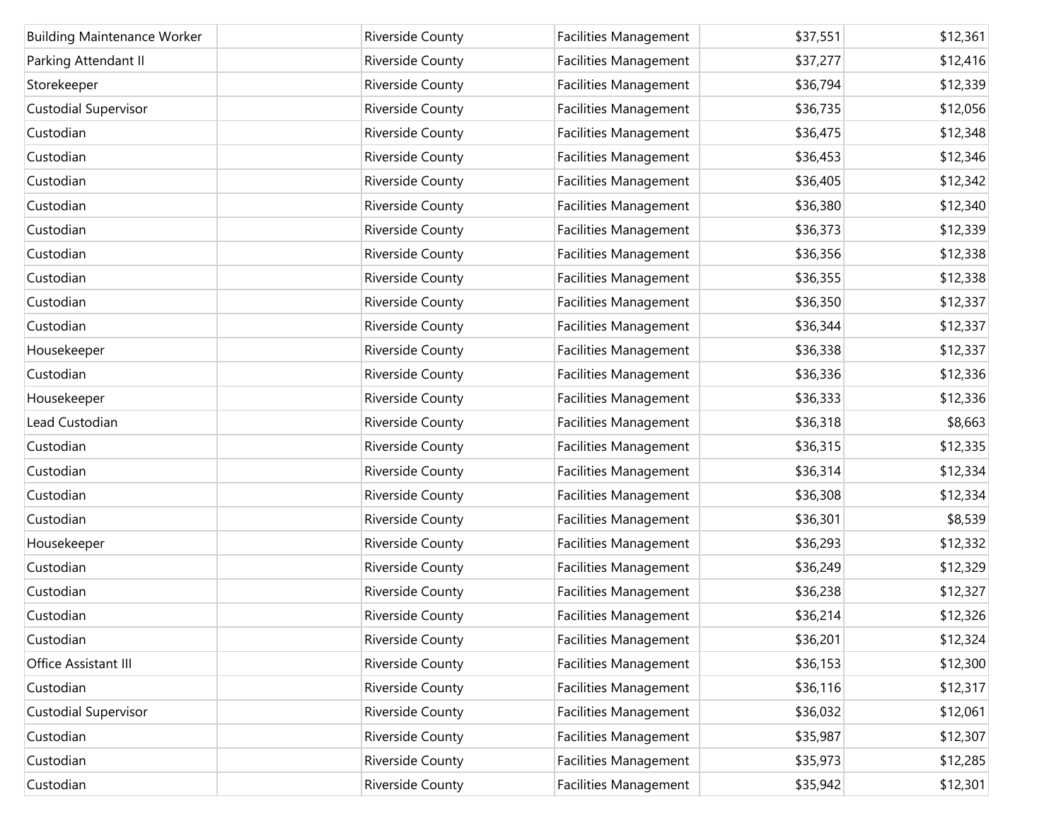| | | | | | |
|---|---|---|---|---|---|
| Building Maintenance Worker | | Riverside County | Facilities Management | $37,551 | $12,361 |
| Parking Attendant II | | Riverside County | Facilities Management | $37,277 | $12,416 |
| Storekeeper | | Riverside County | Facilities Management | $36,794 | $12,339 |
| Custodial Supervisor | | Riverside County | Facilities Management | $36,735 | $12,056 |
| Custodian | | Riverside County | Facilities Management | $36,475 | $12,348 |
| Custodian | | Riverside County | Facilities Management | $36,453 | $12,346 |
| Custodian | | Riverside County | Facilities Management | $36,405 | $12,342 |
| Custodian | | Riverside County | Facilities Management | $36,380 | $12,340 |
| Custodian | | Riverside County | Facilities Management | $36,373 | $12,339 |
| Custodian | | Riverside County | Facilities Management | $36,356 | $12,338 |
| Custodian | | Riverside County | Facilities Management | $36,355 | $12,338 |
| Custodian | | Riverside County | Facilities Management | $36,350 | $12,337 |
| Custodian | | Riverside County | Facilities Management | $36,344 | $12,337 |
| Housekeeper | | Riverside County | Facilities Management | $36,338 | $12,337 |
| Custodian | | Riverside County | Facilities Management | $36,336 | $12,336 |
| Housekeeper | | Riverside County | Facilities Management | $36,333 | $12,336 |
| Lead Custodian | | Riverside County | Facilities Management | $36,318 | $8,663 |
| Custodian | | Riverside County | Facilities Management | $36,315 | $12,335 |
| Custodian | | Riverside County | Facilities Management | $36,314 | $12,334 |
| Custodian | | Riverside County | Facilities Management | $36,308 | $12,334 |
| Custodian | | Riverside County | Facilities Management | $36,301 | $8,539 |
| Housekeeper | | Riverside County | Facilities Management | $36,293 | $12,332 |
| Custodian | | Riverside County | Facilities Management | $36,249 | $12,329 |
| Custodian | | Riverside County | Facilities Management | $36,238 | $12,327 |
| Custodian | | Riverside County | Facilities Management | $36,214 | $12,326 |
| Custodian | | Riverside County | Facilities Management | $36,201 | $12,324 |
| Office Assistant III | | Riverside County | Facilities Management | $36,153 | $12,300 |
| Custodian | | Riverside County | Facilities Management | $36,116 | $12,317 |
| Custodial Supervisor | | Riverside County | Facilities Management | $36,032 | $12,061 |
| Custodian | | Riverside County | Facilities Management | $35,987 | $12,307 |
| Custodian | | Riverside County | Facilities Management | $35,973 | $12,285 |
| Custodian | | Riverside County | Facilities Management | $35,942 | $12,301 |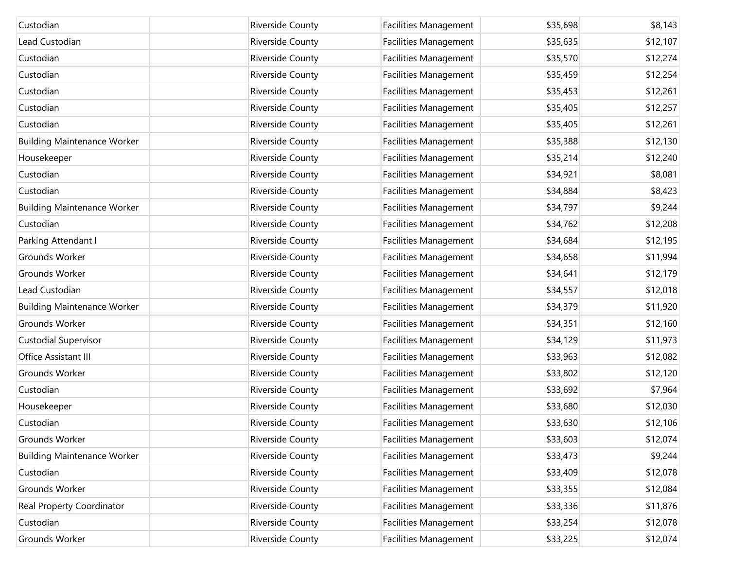| | | | | | |
|---|---|---|---|---|---|
| Custodian | | Riverside County | Facilities Management | $35,698 | $8,143 |
| Lead Custodian | | Riverside County | Facilities Management | $35,635 | $12,107 |
| Custodian | | Riverside County | Facilities Management | $35,570 | $12,274 |
| Custodian | | Riverside County | Facilities Management | $35,459 | $12,254 |
| Custodian | | Riverside County | Facilities Management | $35,453 | $12,261 |
| Custodian | | Riverside County | Facilities Management | $35,405 | $12,257 |
| Custodian | | Riverside County | Facilities Management | $35,405 | $12,261 |
| Building Maintenance Worker | | Riverside County | Facilities Management | $35,388 | $12,130 |
| Housekeeper | | Riverside County | Facilities Management | $35,214 | $12,240 |
| Custodian | | Riverside County | Facilities Management | $34,921 | $8,081 |
| Custodian | | Riverside County | Facilities Management | $34,884 | $8,423 |
| Building Maintenance Worker | | Riverside County | Facilities Management | $34,797 | $9,244 |
| Custodian | | Riverside County | Facilities Management | $34,762 | $12,208 |
| Parking Attendant I | | Riverside County | Facilities Management | $34,684 | $12,195 |
| Grounds Worker | | Riverside County | Facilities Management | $34,658 | $11,994 |
| Grounds Worker | | Riverside County | Facilities Management | $34,641 | $12,179 |
| Lead Custodian | | Riverside County | Facilities Management | $34,557 | $12,018 |
| Building Maintenance Worker | | Riverside County | Facilities Management | $34,379 | $11,920 |
| Grounds Worker | | Riverside County | Facilities Management | $34,351 | $12,160 |
| Custodial Supervisor | | Riverside County | Facilities Management | $34,129 | $11,973 |
| Office Assistant III | | Riverside County | Facilities Management | $33,963 | $12,082 |
| Grounds Worker | | Riverside County | Facilities Management | $33,802 | $12,120 |
| Custodian | | Riverside County | Facilities Management | $33,692 | $7,964 |
| Housekeeper | | Riverside County | Facilities Management | $33,680 | $12,030 |
| Custodian | | Riverside County | Facilities Management | $33,630 | $12,106 |
| Grounds Worker | | Riverside County | Facilities Management | $33,603 | $12,074 |
| Building Maintenance Worker | | Riverside County | Facilities Management | $33,473 | $9,244 |
| Custodian | | Riverside County | Facilities Management | $33,409 | $12,078 |
| Grounds Worker | | Riverside County | Facilities Management | $33,355 | $12,084 |
| Real Property Coordinator | | Riverside County | Facilities Management | $33,336 | $11,876 |
| Custodian | | Riverside County | Facilities Management | $33,254 | $12,078 |
| Grounds Worker | | Riverside County | Facilities Management | $33,225 | $12,074 |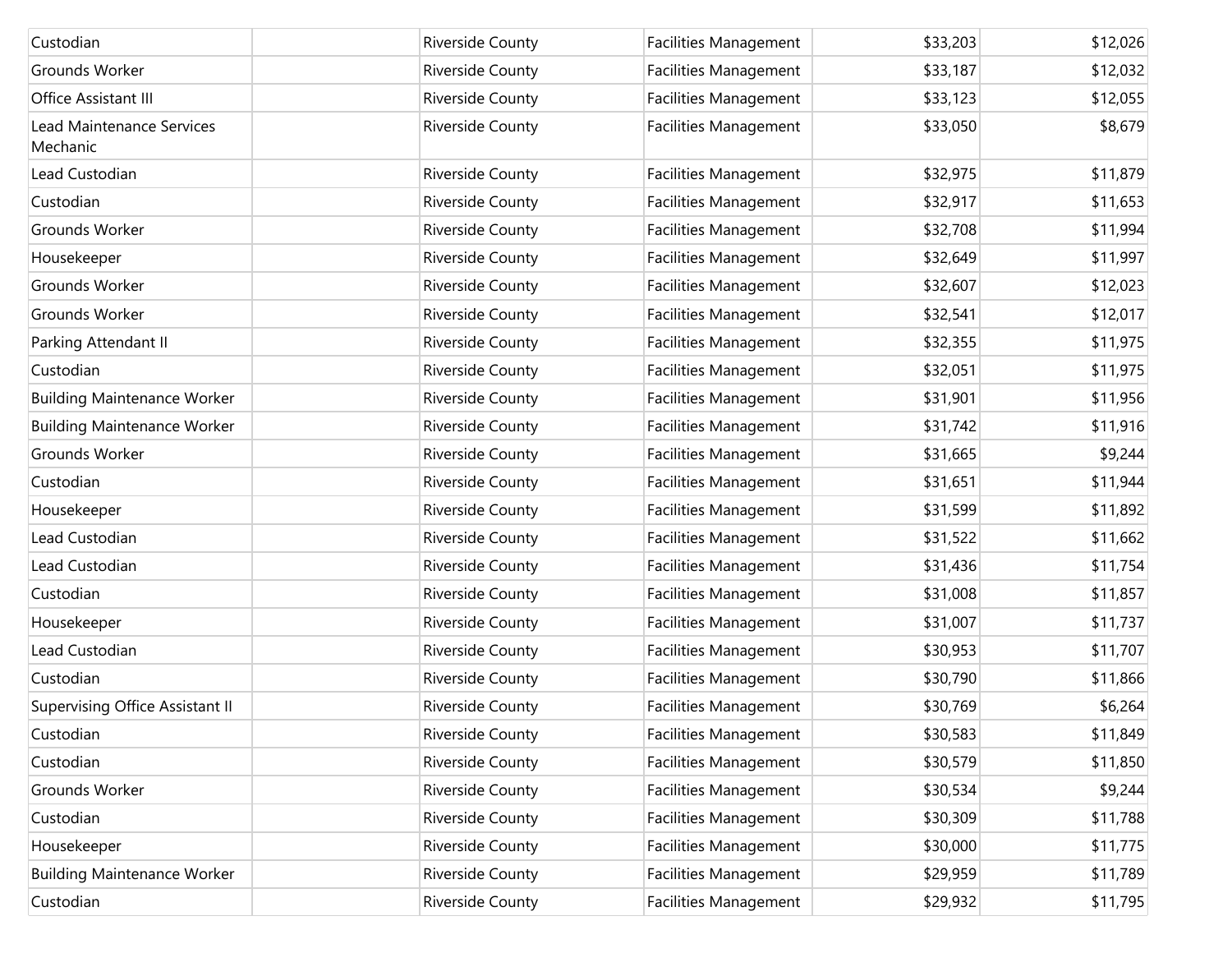| | | | | | |
|---|---|---|---|---|---|
| Custodian | | Riverside County | Facilities Management | $33,203 | $12,026 |
| Grounds Worker | | Riverside County | Facilities Management | $33,187 | $12,032 |
| Office Assistant III | | Riverside County | Facilities Management | $33,123 | $12,055 |
| Lead Maintenance Services Mechanic | | Riverside County | Facilities Management | $33,050 | $8,679 |
| Lead Custodian | | Riverside County | Facilities Management | $32,975 | $11,879 |
| Custodian | | Riverside County | Facilities Management | $32,917 | $11,653 |
| Grounds Worker | | Riverside County | Facilities Management | $32,708 | $11,994 |
| Housekeeper | | Riverside County | Facilities Management | $32,649 | $11,997 |
| Grounds Worker | | Riverside County | Facilities Management | $32,607 | $12,023 |
| Grounds Worker | | Riverside County | Facilities Management | $32,541 | $12,017 |
| Parking Attendant II | | Riverside County | Facilities Management | $32,355 | $11,975 |
| Custodian | | Riverside County | Facilities Management | $32,051 | $11,975 |
| Building Maintenance Worker | | Riverside County | Facilities Management | $31,901 | $11,956 |
| Building Maintenance Worker | | Riverside County | Facilities Management | $31,742 | $11,916 |
| Grounds Worker | | Riverside County | Facilities Management | $31,665 | $9,244 |
| Custodian | | Riverside County | Facilities Management | $31,651 | $11,944 |
| Housekeeper | | Riverside County | Facilities Management | $31,599 | $11,892 |
| Lead Custodian | | Riverside County | Facilities Management | $31,522 | $11,662 |
| Lead Custodian | | Riverside County | Facilities Management | $31,436 | $11,754 |
| Custodian | | Riverside County | Facilities Management | $31,008 | $11,857 |
| Housekeeper | | Riverside County | Facilities Management | $31,007 | $11,737 |
| Lead Custodian | | Riverside County | Facilities Management | $30,953 | $11,707 |
| Custodian | | Riverside County | Facilities Management | $30,790 | $11,866 |
| Supervising Office Assistant II | | Riverside County | Facilities Management | $30,769 | $6,264 |
| Custodian | | Riverside County | Facilities Management | $30,583 | $11,849 |
| Custodian | | Riverside County | Facilities Management | $30,579 | $11,850 |
| Grounds Worker | | Riverside County | Facilities Management | $30,534 | $9,244 |
| Custodian | | Riverside County | Facilities Management | $30,309 | $11,788 |
| Housekeeper | | Riverside County | Facilities Management | $30,000 | $11,775 |
| Building Maintenance Worker | | Riverside County | Facilities Management | $29,959 | $11,789 |
| Custodian | | Riverside County | Facilities Management | $29,932 | $11,795 |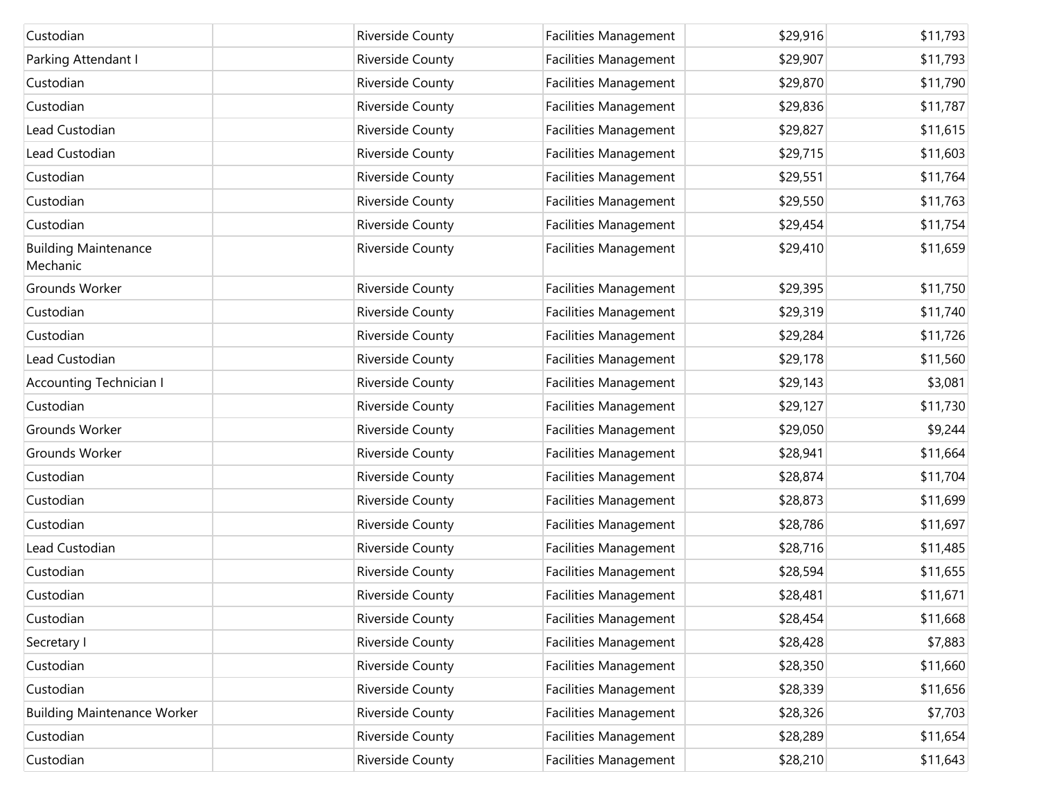| | | | | | |
|---|---|---|---|---|---|
| Custodian | | Riverside County | Facilities Management | $29,916 | $11,793 |
| Parking Attendant I | | Riverside County | Facilities Management | $29,907 | $11,793 |
| Custodian | | Riverside County | Facilities Management | $29,870 | $11,790 |
| Custodian | | Riverside County | Facilities Management | $29,836 | $11,787 |
| Lead Custodian | | Riverside County | Facilities Management | $29,827 | $11,615 |
| Lead Custodian | | Riverside County | Facilities Management | $29,715 | $11,603 |
| Custodian | | Riverside County | Facilities Management | $29,551 | $11,764 |
| Custodian | | Riverside County | Facilities Management | $29,550 | $11,763 |
| Custodian | | Riverside County | Facilities Management | $29,454 | $11,754 |
| Building Maintenance Mechanic | | Riverside County | Facilities Management | $29,410 | $11,659 |
| Grounds Worker | | Riverside County | Facilities Management | $29,395 | $11,750 |
| Custodian | | Riverside County | Facilities Management | $29,319 | $11,740 |
| Custodian | | Riverside County | Facilities Management | $29,284 | $11,726 |
| Lead Custodian | | Riverside County | Facilities Management | $29,178 | $11,560 |
| Accounting Technician I | | Riverside County | Facilities Management | $29,143 | $3,081 |
| Custodian | | Riverside County | Facilities Management | $29,127 | $11,730 |
| Grounds Worker | | Riverside County | Facilities Management | $29,050 | $9,244 |
| Grounds Worker | | Riverside County | Facilities Management | $28,941 | $11,664 |
| Custodian | | Riverside County | Facilities Management | $28,874 | $11,704 |
| Custodian | | Riverside County | Facilities Management | $28,873 | $11,699 |
| Custodian | | Riverside County | Facilities Management | $28,786 | $11,697 |
| Lead Custodian | | Riverside County | Facilities Management | $28,716 | $11,485 |
| Custodian | | Riverside County | Facilities Management | $28,594 | $11,655 |
| Custodian | | Riverside County | Facilities Management | $28,481 | $11,671 |
| Custodian | | Riverside County | Facilities Management | $28,454 | $11,668 |
| Secretary I | | Riverside County | Facilities Management | $28,428 | $7,883 |
| Custodian | | Riverside County | Facilities Management | $28,350 | $11,660 |
| Custodian | | Riverside County | Facilities Management | $28,339 | $11,656 |
| Building Maintenance Worker | | Riverside County | Facilities Management | $28,326 | $7,703 |
| Custodian | | Riverside County | Facilities Management | $28,289 | $11,654 |
| Custodian | | Riverside County | Facilities Management | $28,210 | $11,643 |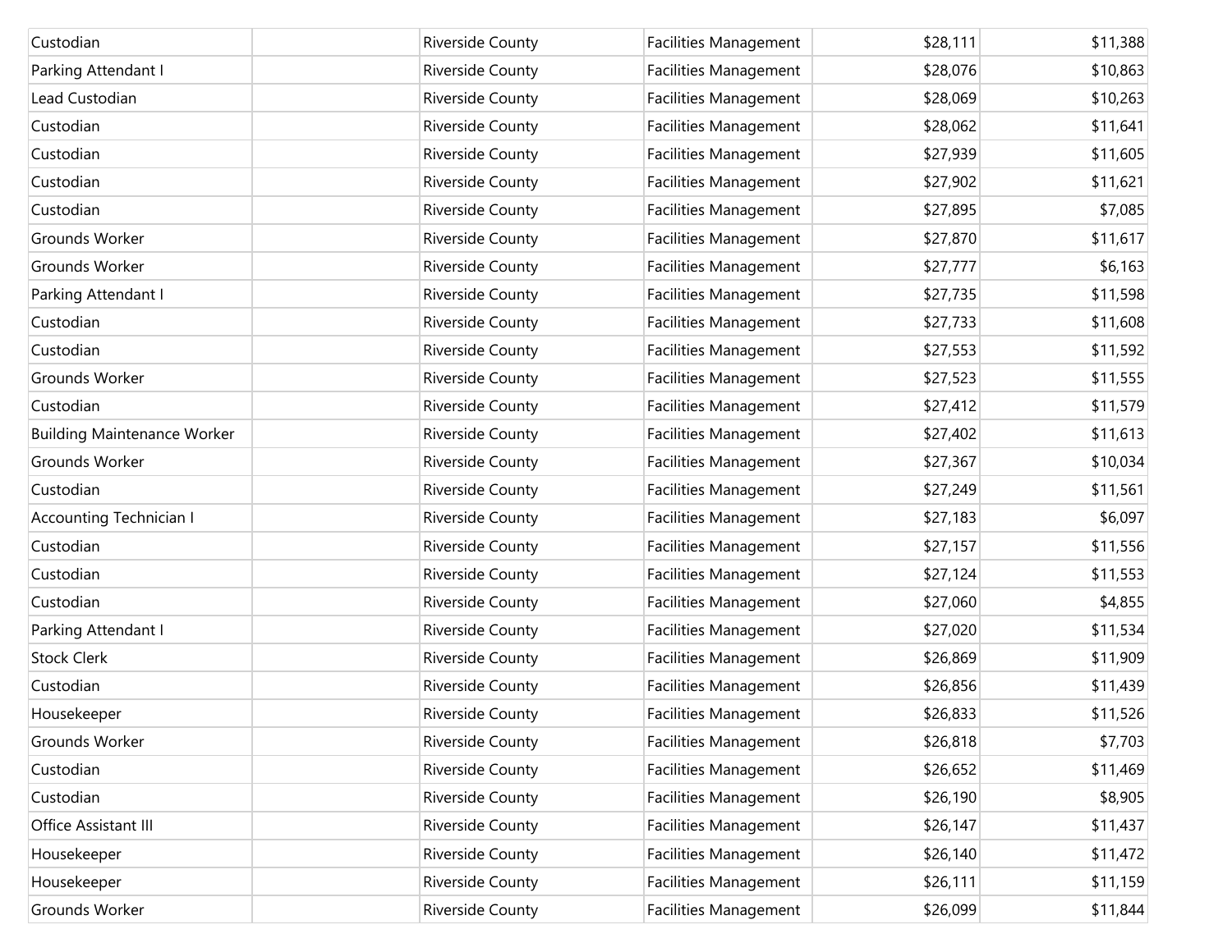| | | | | | |
|---|---|---|---|---|---|
| Custodian | | Riverside County | Facilities Management | $28,111 | $11,388 |
| Parking Attendant I | | Riverside County | Facilities Management | $28,076 | $10,863 |
| Lead Custodian | | Riverside County | Facilities Management | $28,069 | $10,263 |
| Custodian | | Riverside County | Facilities Management | $28,062 | $11,641 |
| Custodian | | Riverside County | Facilities Management | $27,939 | $11,605 |
| Custodian | | Riverside County | Facilities Management | $27,902 | $11,621 |
| Custodian | | Riverside County | Facilities Management | $27,895 | $7,085 |
| Grounds Worker | | Riverside County | Facilities Management | $27,870 | $11,617 |
| Grounds Worker | | Riverside County | Facilities Management | $27,777 | $6,163 |
| Parking Attendant I | | Riverside County | Facilities Management | $27,735 | $11,598 |
| Custodian | | Riverside County | Facilities Management | $27,733 | $11,608 |
| Custodian | | Riverside County | Facilities Management | $27,553 | $11,592 |
| Grounds Worker | | Riverside County | Facilities Management | $27,523 | $11,555 |
| Custodian | | Riverside County | Facilities Management | $27,412 | $11,579 |
| Building Maintenance Worker | | Riverside County | Facilities Management | $27,402 | $11,613 |
| Grounds Worker | | Riverside County | Facilities Management | $27,367 | $10,034 |
| Custodian | | Riverside County | Facilities Management | $27,249 | $11,561 |
| Accounting Technician I | | Riverside County | Facilities Management | $27,183 | $6,097 |
| Custodian | | Riverside County | Facilities Management | $27,157 | $11,556 |
| Custodian | | Riverside County | Facilities Management | $27,124 | $11,553 |
| Custodian | | Riverside County | Facilities Management | $27,060 | $4,855 |
| Parking Attendant I | | Riverside County | Facilities Management | $27,020 | $11,534 |
| Stock Clerk | | Riverside County | Facilities Management | $26,869 | $11,909 |
| Custodian | | Riverside County | Facilities Management | $26,856 | $11,439 |
| Housekeeper | | Riverside County | Facilities Management | $26,833 | $11,526 |
| Grounds Worker | | Riverside County | Facilities Management | $26,818 | $7,703 |
| Custodian | | Riverside County | Facilities Management | $26,652 | $11,469 |
| Custodian | | Riverside County | Facilities Management | $26,190 | $8,905 |
| Office Assistant III | | Riverside County | Facilities Management | $26,147 | $11,437 |
| Housekeeper | | Riverside County | Facilities Management | $26,140 | $11,472 |
| Housekeeper | | Riverside County | Facilities Management | $26,111 | $11,159 |
| Grounds Worker | | Riverside County | Facilities Management | $26,099 | $11,844 |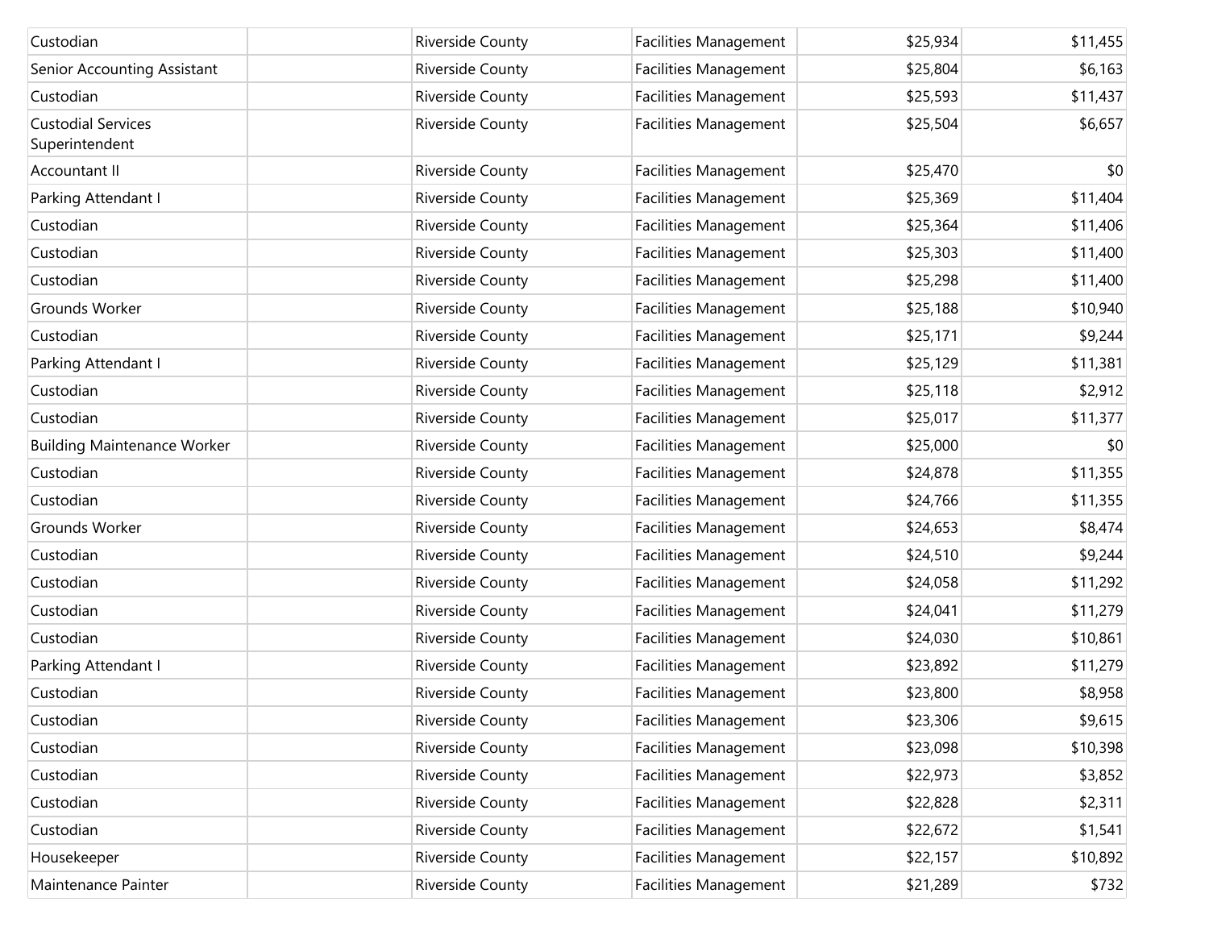| | | | | | |
|---|---|---|---|---|---|
| Custodian | | Riverside County | Facilities Management | $25,934 | $11,455 |
| Senior Accounting Assistant | | Riverside County | Facilities Management | $25,804 | $6,163 |
| Custodian | | Riverside County | Facilities Management | $25,593 | $11,437 |
| Custodial Services Superintendent | | Riverside County | Facilities Management | $25,504 | $6,657 |
| Accountant II | | Riverside County | Facilities Management | $25,470 | $0 |
| Parking Attendant I | | Riverside County | Facilities Management | $25,369 | $11,404 |
| Custodian | | Riverside County | Facilities Management | $25,364 | $11,406 |
| Custodian | | Riverside County | Facilities Management | $25,303 | $11,400 |
| Custodian | | Riverside County | Facilities Management | $25,298 | $11,400 |
| Grounds Worker | | Riverside County | Facilities Management | $25,188 | $10,940 |
| Custodian | | Riverside County | Facilities Management | $25,171 | $9,244 |
| Parking Attendant I | | Riverside County | Facilities Management | $25,129 | $11,381 |
| Custodian | | Riverside County | Facilities Management | $25,118 | $2,912 |
| Custodian | | Riverside County | Facilities Management | $25,017 | $11,377 |
| Building Maintenance Worker | | Riverside County | Facilities Management | $25,000 | $0 |
| Custodian | | Riverside County | Facilities Management | $24,878 | $11,355 |
| Custodian | | Riverside County | Facilities Management | $24,766 | $11,355 |
| Grounds Worker | | Riverside County | Facilities Management | $24,653 | $8,474 |
| Custodian | | Riverside County | Facilities Management | $24,510 | $9,244 |
| Custodian | | Riverside County | Facilities Management | $24,058 | $11,292 |
| Custodian | | Riverside County | Facilities Management | $24,041 | $11,279 |
| Custodian | | Riverside County | Facilities Management | $24,030 | $10,861 |
| Parking Attendant I | | Riverside County | Facilities Management | $23,892 | $11,279 |
| Custodian | | Riverside County | Facilities Management | $23,800 | $8,958 |
| Custodian | | Riverside County | Facilities Management | $23,306 | $9,615 |
| Custodian | | Riverside County | Facilities Management | $23,098 | $10,398 |
| Custodian | | Riverside County | Facilities Management | $22,973 | $3,852 |
| Custodian | | Riverside County | Facilities Management | $22,828 | $2,311 |
| Custodian | | Riverside County | Facilities Management | $22,672 | $1,541 |
| Housekeeper | | Riverside County | Facilities Management | $22,157 | $10,892 |
| Maintenance Painter | | Riverside County | Facilities Management | $21,289 | $732 |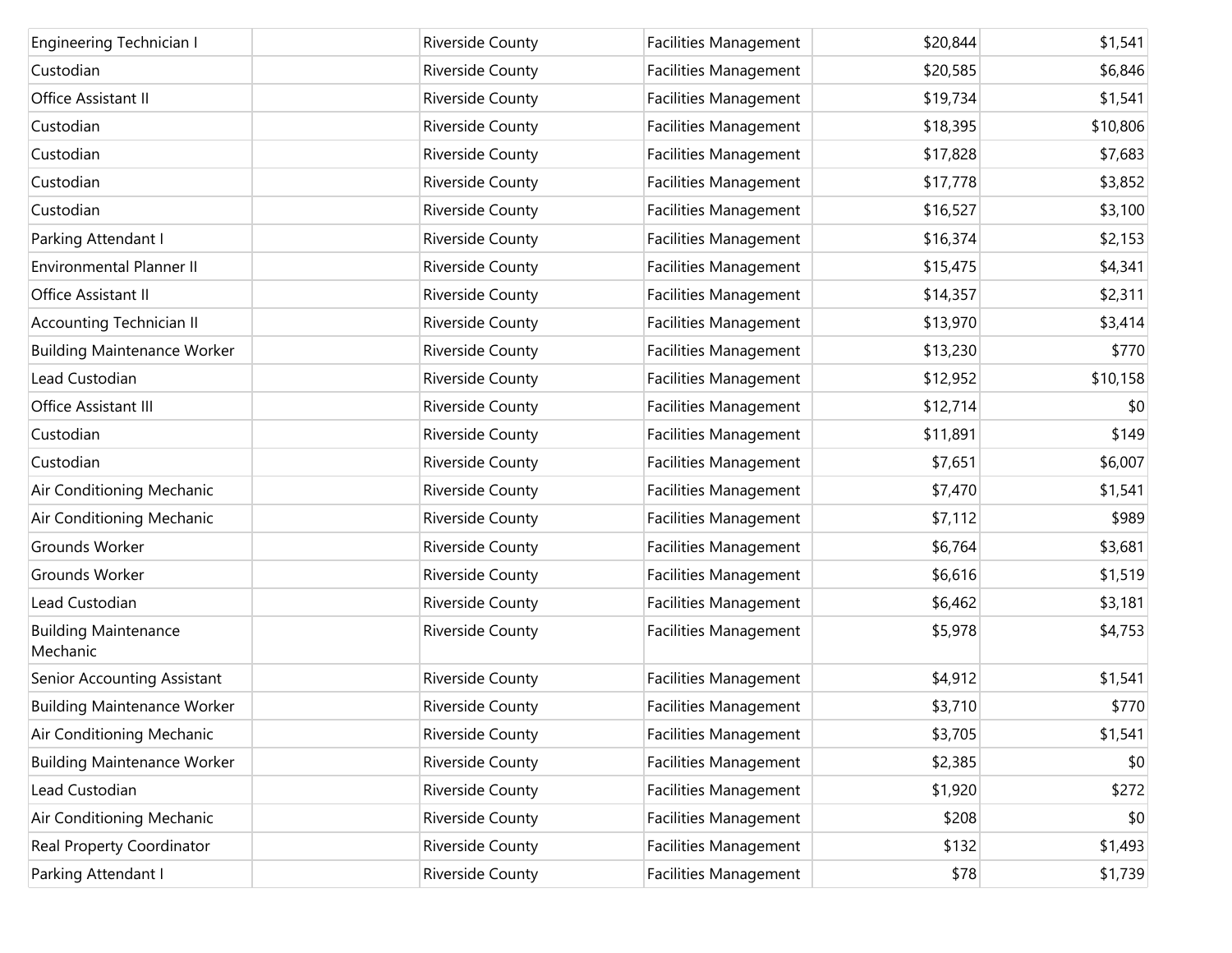| | | | | | |
|---|---|---|---|---|---|
| Engineering Technician I | | Riverside County | Facilities Management | $20,844 | $1,541 |
| Custodian | | Riverside County | Facilities Management | $20,585 | $6,846 |
| Office Assistant II | | Riverside County | Facilities Management | $19,734 | $1,541 |
| Custodian | | Riverside County | Facilities Management | $18,395 | $10,806 |
| Custodian | | Riverside County | Facilities Management | $17,828 | $7,683 |
| Custodian | | Riverside County | Facilities Management | $17,778 | $3,852 |
| Custodian | | Riverside County | Facilities Management | $16,527 | $3,100 |
| Parking Attendant I | | Riverside County | Facilities Management | $16,374 | $2,153 |
| Environmental Planner II | | Riverside County | Facilities Management | $15,475 | $4,341 |
| Office Assistant II | | Riverside County | Facilities Management | $14,357 | $2,311 |
| Accounting Technician II | | Riverside County | Facilities Management | $13,970 | $3,414 |
| Building Maintenance Worker | | Riverside County | Facilities Management | $13,230 | $770 |
| Lead Custodian | | Riverside County | Facilities Management | $12,952 | $10,158 |
| Office Assistant III | | Riverside County | Facilities Management | $12,714 | $0 |
| Custodian | | Riverside County | Facilities Management | $11,891 | $149 |
| Custodian | | Riverside County | Facilities Management | $7,651 | $6,007 |
| Air Conditioning Mechanic | | Riverside County | Facilities Management | $7,470 | $1,541 |
| Air Conditioning Mechanic | | Riverside County | Facilities Management | $7,112 | $989 |
| Grounds Worker | | Riverside County | Facilities Management | $6,764 | $3,681 |
| Grounds Worker | | Riverside County | Facilities Management | $6,616 | $1,519 |
| Lead Custodian | | Riverside County | Facilities Management | $6,462 | $3,181 |
| Building Maintenance Mechanic | | Riverside County | Facilities Management | $5,978 | $4,753 |
| Senior Accounting Assistant | | Riverside County | Facilities Management | $4,912 | $1,541 |
| Building Maintenance Worker | | Riverside County | Facilities Management | $3,710 | $770 |
| Air Conditioning Mechanic | | Riverside County | Facilities Management | $3,705 | $1,541 |
| Building Maintenance Worker | | Riverside County | Facilities Management | $2,385 | $0 |
| Lead Custodian | | Riverside County | Facilities Management | $1,920 | $272 |
| Air Conditioning Mechanic | | Riverside County | Facilities Management | $208 | $0 |
| Real Property Coordinator | | Riverside County | Facilities Management | $132 | $1,493 |
| Parking Attendant I | | Riverside County | Facilities Management | $78 | $1,739 |